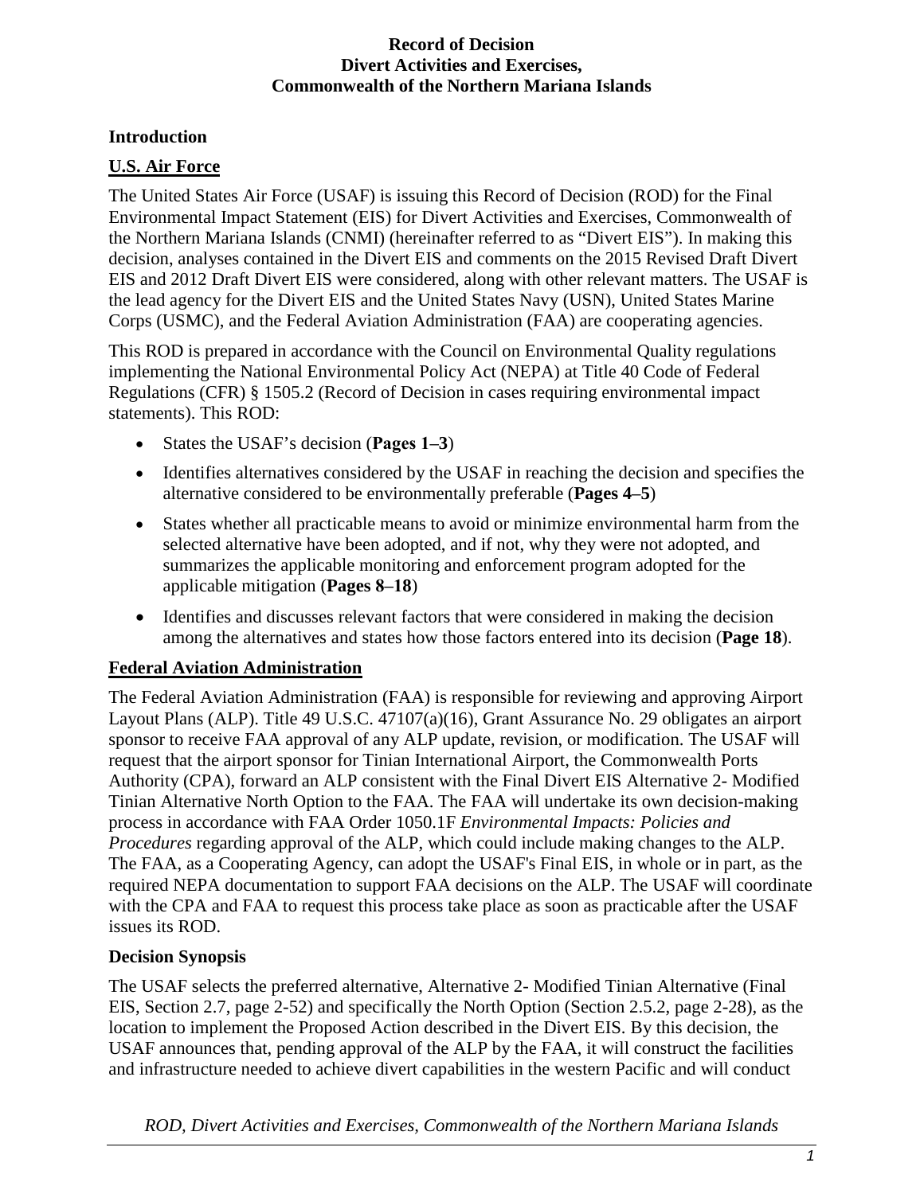# Record of Decision
# Divert Activities and Exercises,
# Commonwealth of the Northern Mariana Islands

## Introduction

### U.S. Air Force

The United States Air Force (USAF) is issuing this Record of Decision (ROD) for the Final Environmental Impact Statement (EIS) for Divert Activities and Exercises, Commonwealth of the Northern Mariana Islands (CNMI) (hereinafter referred to as "Divert EIS"). In making this decision, analyses contained in the Divert EIS and comments on the 2015 Revised Draft Divert EIS and 2012 Draft Divert EIS were considered, along with other relevant matters. The USAF is the lead agency for the Divert EIS and the United States Navy (USN), United States Marine Corps (USMC), and the Federal Aviation Administration (FAA) are cooperating agencies.

This ROD is prepared in accordance with the Council on Environmental Quality regulations implementing the National Environmental Policy Act (NEPA) at Title 40 Code of Federal Regulations (CFR) § 1505.2 (Record of Decision in cases requiring environmental impact statements). This ROD:

- States the USAF's decision (**Pages 1–3**)
- Identifies alternatives considered by the USAF in reaching the decision and specifies the alternative considered to be environmentally preferable (**Pages 4–5**)
- States whether all practicable means to avoid or minimize environmental harm from the selected alternative have been adopted, and if not, why they were not adopted, and summarizes the applicable monitoring and enforcement program adopted for the applicable mitigation (**Pages 8–18**)
- Identifies and discusses relevant factors that were considered in making the decision among the alternatives and states how those factors entered into its decision (**Page 18**).

### Federal Aviation Administration

The Federal Aviation Administration (FAA) is responsible for reviewing and approving Airport Layout Plans (ALP). Title 49 U.S.C. 47107(a)(16), Grant Assurance No. 29 obligates an airport sponsor to receive FAA approval of any ALP update, revision, or modification. The USAF will request that the airport sponsor for Tinian International Airport, the Commonwealth Ports Authority (CPA), forward an ALP consistent with the Final Divert EIS Alternative 2- Modified Tinian Alternative North Option to the FAA. The FAA will undertake its own decision-making process in accordance with FAA Order 1050.1F *Environmental Impacts: Policies and Procedures* regarding approval of the ALP, which could include making changes to the ALP. The FAA, as a Cooperating Agency, can adopt the USAF's Final EIS, in whole or in part, as the required NEPA documentation to support FAA decisions on the ALP. The USAF will coordinate with the CPA and FAA to request this process take place as soon as practicable after the USAF issues its ROD.

## Decision Synopsis

The USAF selects the preferred alternative, Alternative 2- Modified Tinian Alternative (Final EIS, Section 2.7, page 2-52) and specifically the North Option (Section 2.5.2, page 2-28), as the location to implement the Proposed Action described in the Divert EIS. By this decision, the USAF announces that, pending approval of the ALP by the FAA, it will construct the facilities and infrastructure needed to achieve divert capabilities in the western Pacific and will conduct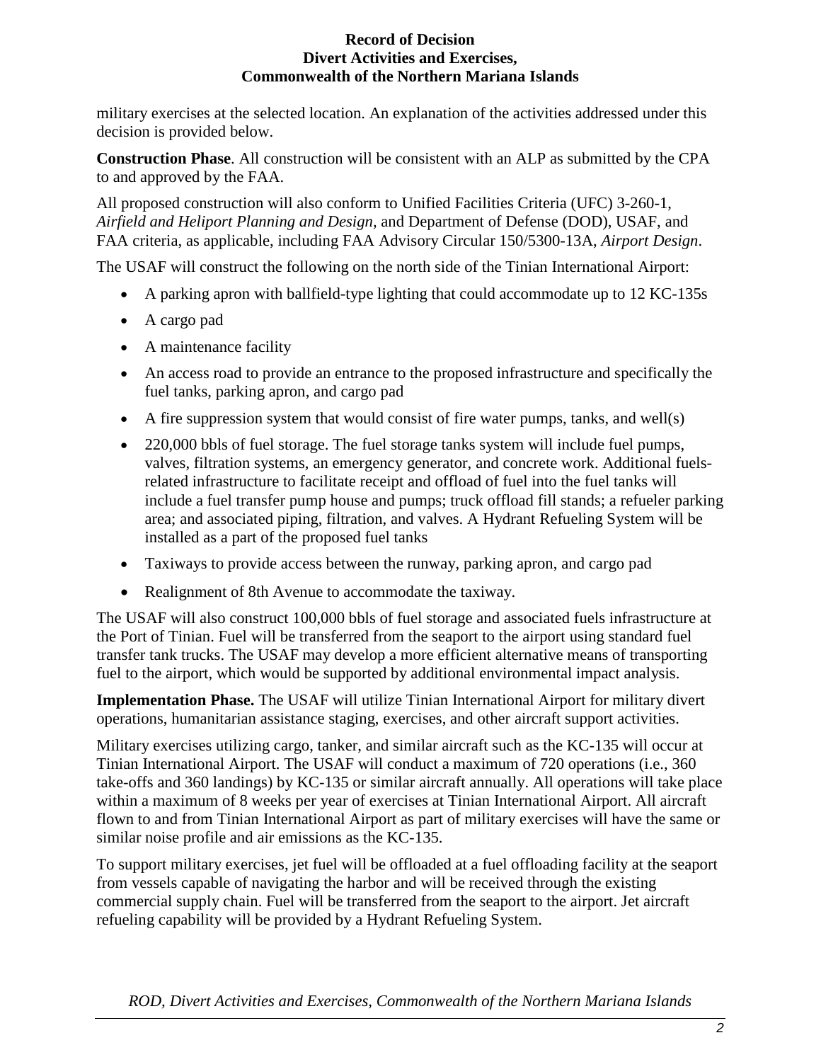military exercises at the selected location. An explanation of the activities addressed under this decision is provided below.

**Construction Phase**. All construction will be consistent with an ALP as submitted by the CPA to and approved by the FAA.

All proposed construction will also conform to Unified Facilities Criteria (UFC) 3-260-1, *Airfield and Heliport Planning and Design*, and Department of Defense (DOD), USAF, and FAA criteria, as applicable, including FAA Advisory Circular 150/5300-13A, *Airport Design*.

The USAF will construct the following on the north side of the Tinian International Airport:

- A parking apron with ballfield-type lighting that could accommodate up to 12 KC-135s
- A cargo pad
- A maintenance facility
- An access road to provide an entrance to the proposed infrastructure and specifically the fuel tanks, parking apron, and cargo pad
- A fire suppression system that would consist of fire water pumps, tanks, and well(s)
- 220,000 bbls of fuel storage. The fuel storage tanks system will include fuel pumps, valves, filtration systems, an emergency generator, and concrete work. Additional fuels-related infrastructure to facilitate receipt and offload of fuel into the fuel tanks will include a fuel transfer pump house and pumps; truck offload fill stands; a refueler parking area; and associated piping, filtration, and valves. A Hydrant Refueling System will be installed as a part of the proposed fuel tanks
- Taxiways to provide access between the runway, parking apron, and cargo pad
- Realignment of 8th Avenue to accommodate the taxiway.

The USAF will also construct 100,000 bbls of fuel storage and associated fuels infrastructure at the Port of Tinian. Fuel will be transferred from the seaport to the airport using standard fuel transfer tank trucks. The USAF may develop a more efficient alternative means of transporting fuel to the airport, which would be supported by additional environmental impact analysis.

**Implementation Phase.** The USAF will utilize Tinian International Airport for military divert operations, humanitarian assistance staging, exercises, and other aircraft support activities.

Military exercises utilizing cargo, tanker, and similar aircraft such as the KC-135 will occur at Tinian International Airport. The USAF will conduct a maximum of 720 operations (i.e., 360 take-offs and 360 landings) by KC-135 or similar aircraft annually. All operations will take place within a maximum of 8 weeks per year of exercises at Tinian International Airport. All aircraft flown to and from Tinian International Airport as part of military exercises will have the same or similar noise profile and air emissions as the KC-135.

To support military exercises, jet fuel will be offloaded at a fuel offloading facility at the seaport from vessels capable of navigating the harbor and will be received through the existing commercial supply chain. Fuel will be transferred from the seaport to the airport. Jet aircraft refueling capability will be provided by a Hydrant Refueling System.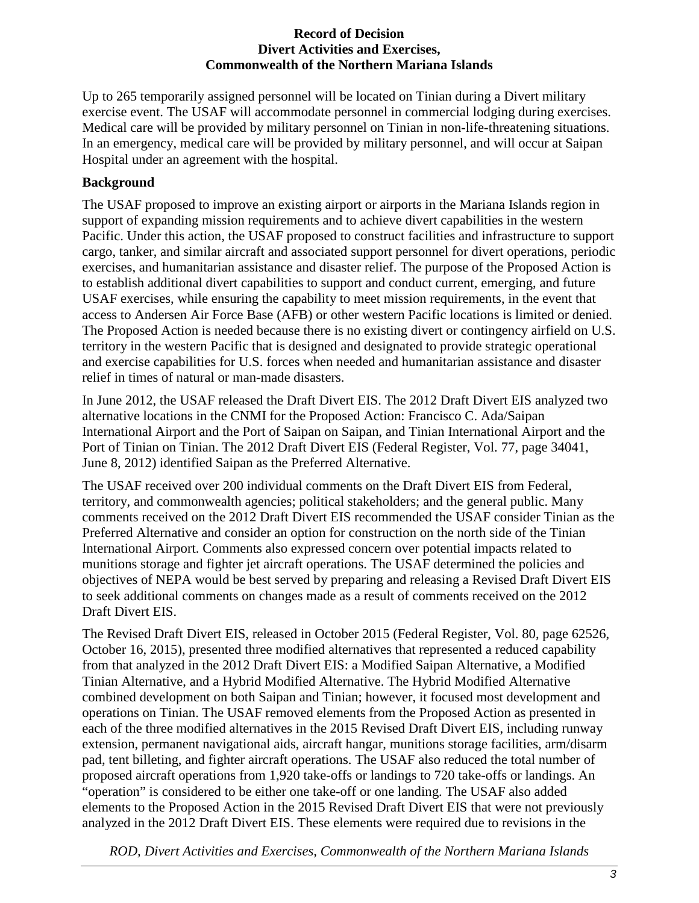Up to 265 temporarily assigned personnel will be located on Tinian during a Divert military exercise event. The USAF will accommodate personnel in commercial lodging during exercises. Medical care will be provided by military personnel on Tinian in non-life-threatening situations. In an emergency, medical care will be provided by military personnel, and will occur at Saipan Hospital under an agreement with the hospital.

## Background

The USAF proposed to improve an existing airport or airports in the Mariana Islands region in support of expanding mission requirements and to achieve divert capabilities in the western Pacific. Under this action, the USAF proposed to construct facilities and infrastructure to support cargo, tanker, and similar aircraft and associated support personnel for divert operations, periodic exercises, and humanitarian assistance and disaster relief. The purpose of the Proposed Action is to establish additional divert capabilities to support and conduct current, emerging, and future USAF exercises, while ensuring the capability to meet mission requirements, in the event that access to Andersen Air Force Base (AFB) or other western Pacific locations is limited or denied. The Proposed Action is needed because there is no existing divert or contingency airfield on U.S. territory in the western Pacific that is designed and designated to provide strategic operational and exercise capabilities for U.S. forces when needed and humanitarian assistance and disaster relief in times of natural or man-made disasters.

In June 2012, the USAF released the Draft Divert EIS. The 2012 Draft Divert EIS analyzed two alternative locations in the CNMI for the Proposed Action: Francisco C. Ada/Saipan International Airport and the Port of Saipan on Saipan, and Tinian International Airport and the Port of Tinian on Tinian. The 2012 Draft Divert EIS (Federal Register, Vol. 77, page 34041, June 8, 2012) identified Saipan as the Preferred Alternative.

The USAF received over 200 individual comments on the Draft Divert EIS from Federal, territory, and commonwealth agencies; political stakeholders; and the general public. Many comments received on the 2012 Draft Divert EIS recommended the USAF consider Tinian as the Preferred Alternative and consider an option for construction on the north side of the Tinian International Airport. Comments also expressed concern over potential impacts related to munitions storage and fighter jet aircraft operations. The USAF determined the policies and objectives of NEPA would be best served by preparing and releasing a Revised Draft Divert EIS to seek additional comments on changes made as a result of comments received on the 2012 Draft Divert EIS.

The Revised Draft Divert EIS, released in October 2015 (Federal Register, Vol. 80, page 62526, October 16, 2015), presented three modified alternatives that represented a reduced capability from that analyzed in the 2012 Draft Divert EIS: a Modified Saipan Alternative, a Modified Tinian Alternative, and a Hybrid Modified Alternative. The Hybrid Modified Alternative combined development on both Saipan and Tinian; however, it focused most development and operations on Tinian. The USAF removed elements from the Proposed Action as presented in each of the three modified alternatives in the 2015 Revised Draft Divert EIS, including runway extension, permanent navigational aids, aircraft hangar, munitions storage facilities, arm/disarm pad, tent billeting, and fighter aircraft operations. The USAF also reduced the total number of proposed aircraft operations from 1,920 take-offs or landings to 720 take-offs or landings. An "operation" is considered to be either one take-off or one landing. The USAF also added elements to the Proposed Action in the 2015 Revised Draft Divert EIS that were not previously analyzed in the 2012 Draft Divert EIS. These elements were required due to revisions in the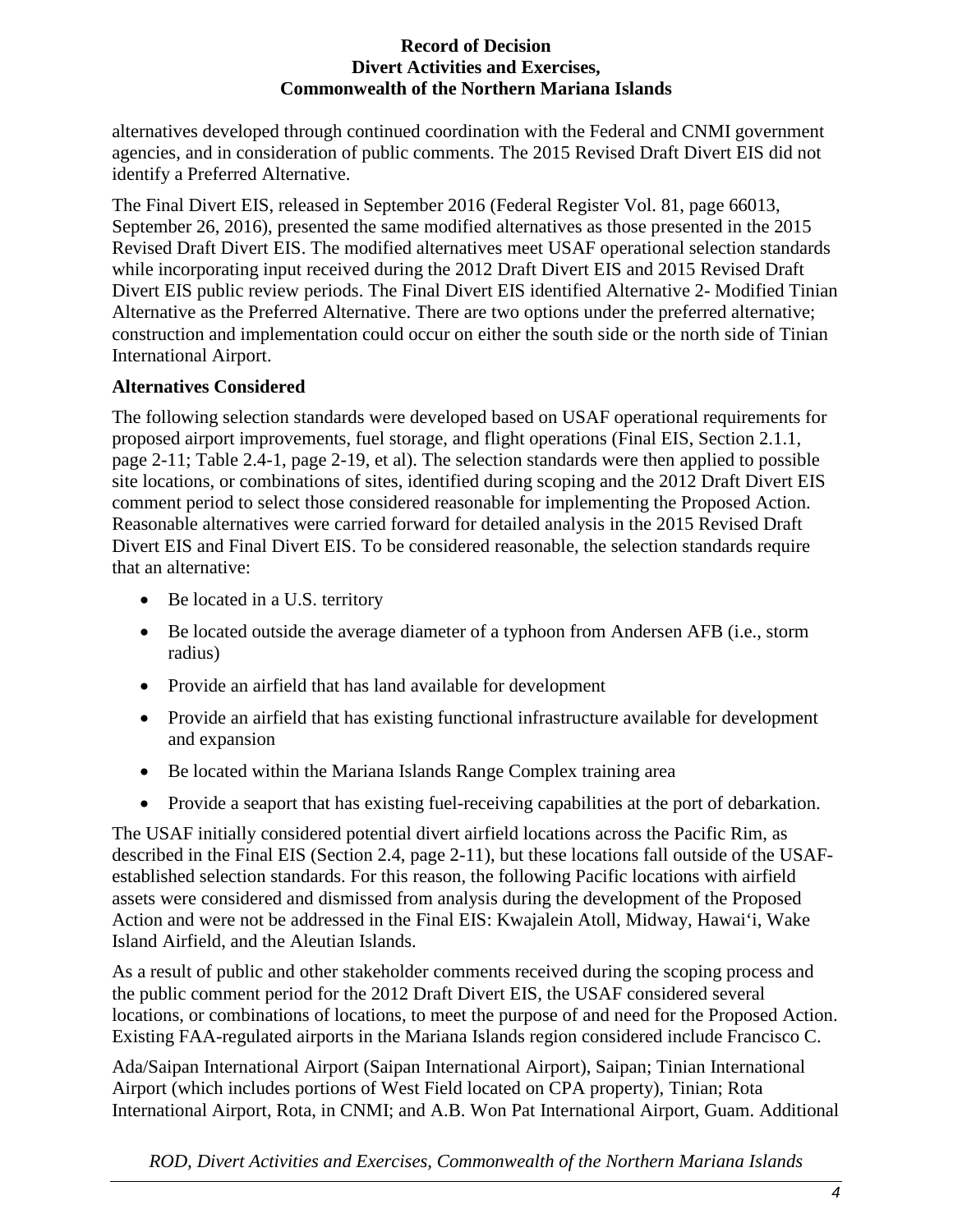alternatives developed through continued coordination with the Federal and CNMI government agencies, and in consideration of public comments. The 2015 Revised Draft Divert EIS did not identify a Preferred Alternative.

The Final Divert EIS, released in September 2016 (Federal Register Vol. 81, page 66013, September 26, 2016), presented the same modified alternatives as those presented in the 2015 Revised Draft Divert EIS. The modified alternatives meet USAF operational selection standards while incorporating input received during the 2012 Draft Divert EIS and 2015 Revised Draft Divert EIS public review periods. The Final Divert EIS identified Alternative 2- Modified Tinian Alternative as the Preferred Alternative. There are two options under the preferred alternative; construction and implementation could occur on either the south side or the north side of Tinian International Airport.

**Alternatives Considered**

The following selection standards were developed based on USAF operational requirements for proposed airport improvements, fuel storage, and flight operations (Final EIS, Section 2.1.1, page 2-11; Table 2.4-1, page 2-19, et al). The selection standards were then applied to possible site locations, or combinations of sites, identified during scoping and the 2012 Draft Divert EIS comment period to select those considered reasonable for implementing the Proposed Action. Reasonable alternatives were carried forward for detailed analysis in the 2015 Revised Draft Divert EIS and Final Divert EIS. To be considered reasonable, the selection standards require that an alternative:

- Be located in a U.S. territory
- Be located outside the average diameter of a typhoon from Andersen AFB (i.e., storm radius)
- Provide an airfield that has land available for development
- Provide an airfield that has existing functional infrastructure available for development and expansion
- Be located within the Mariana Islands Range Complex training area
- Provide a seaport that has existing fuel-receiving capabilities at the port of debarkation.

The USAF initially considered potential divert airfield locations across the Pacific Rim, as described in the Final EIS (Section 2.4, page 2-11), but these locations fall outside of the USAF-established selection standards. For this reason, the following Pacific locations with airfield assets were considered and dismissed from analysis during the development of the Proposed Action and were not be addressed in the Final EIS: Kwajalein Atoll, Midway, Hawai'i, Wake Island Airfield, and the Aleutian Islands.

As a result of public and other stakeholder comments received during the scoping process and the public comment period for the 2012 Draft Divert EIS, the USAF considered several locations, or combinations of locations, to meet the purpose of and need for the Proposed Action. Existing FAA-regulated airports in the Mariana Islands region considered include Francisco C. Ada/Saipan International Airport (Saipan International Airport), Saipan; Tinian International Airport (which includes portions of West Field located on CPA property), Tinian; Rota International Airport, Rota, in CNMI; and A.B. Won Pat International Airport, Guam. Additional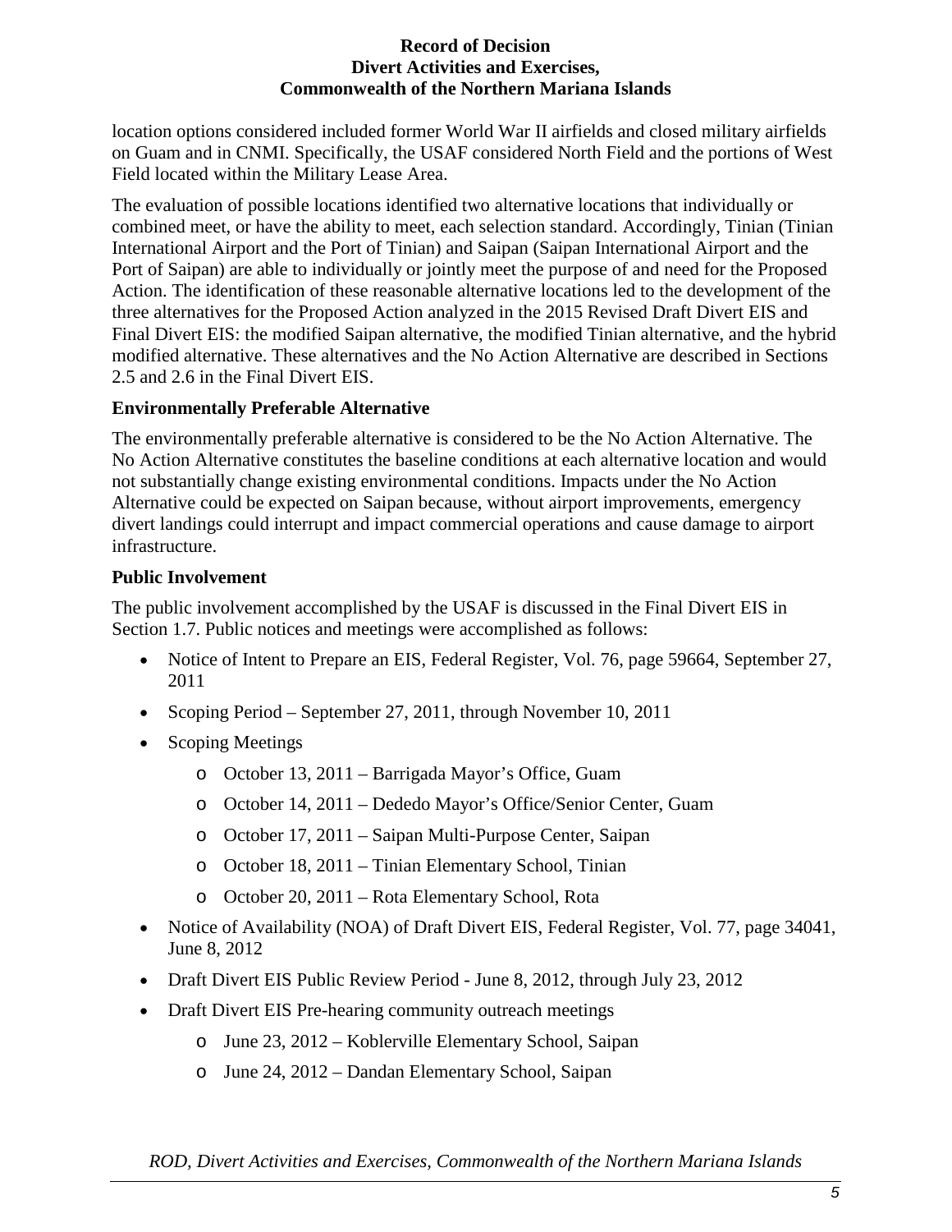location options considered included former World War II airfields and closed military airfields on Guam and in CNMI. Specifically, the USAF considered North Field and the portions of West Field located within the Military Lease Area.

The evaluation of possible locations identified two alternative locations that individually or combined meet, or have the ability to meet, each selection standard. Accordingly, Tinian (Tinian International Airport and the Port of Tinian) and Saipan (Saipan International Airport and the Port of Saipan) are able to individually or jointly meet the purpose of and need for the Proposed Action. The identification of these reasonable alternative locations led to the development of the three alternatives for the Proposed Action analyzed in the 2015 Revised Draft Divert EIS and Final Divert EIS: the modified Saipan alternative, the modified Tinian alternative, and the hybrid modified alternative. These alternatives and the No Action Alternative are described in Sections 2.5 and 2.6 in the Final Divert EIS.

**Environmentally Preferable Alternative**

The environmentally preferable alternative is considered to be the No Action Alternative. The No Action Alternative constitutes the baseline conditions at each alternative location and would not substantially change existing environmental conditions. Impacts under the No Action Alternative could be expected on Saipan because, without airport improvements, emergency divert landings could interrupt and impact commercial operations and cause damage to airport infrastructure.

**Public Involvement**

The public involvement accomplished by the USAF is discussed in the Final Divert EIS in Section 1.7. Public notices and meetings were accomplished as follows:

- Notice of Intent to Prepare an EIS, Federal Register, Vol. 76, page 59664, September 27, 2011
- Scoping Period – September 27, 2011, through November 10, 2011
- Scoping Meetings
  - October 13, 2011 – Barrigada Mayor's Office, Guam
  - October 14, 2011 – Dededo Mayor's Office/Senior Center, Guam
  - October 17, 2011 – Saipan Multi-Purpose Center, Saipan
  - October 18, 2011 – Tinian Elementary School, Tinian
  - October 20, 2011 – Rota Elementary School, Rota
- Notice of Availability (NOA) of Draft Divert EIS, Federal Register, Vol. 77, page 34041, June 8, 2012
- Draft Divert EIS Public Review Period - June 8, 2012, through July 23, 2012
- Draft Divert EIS Pre-hearing community outreach meetings
  - June 23, 2012 – Koblerville Elementary School, Saipan
  - June 24, 2012 – Dandan Elementary School, Saipan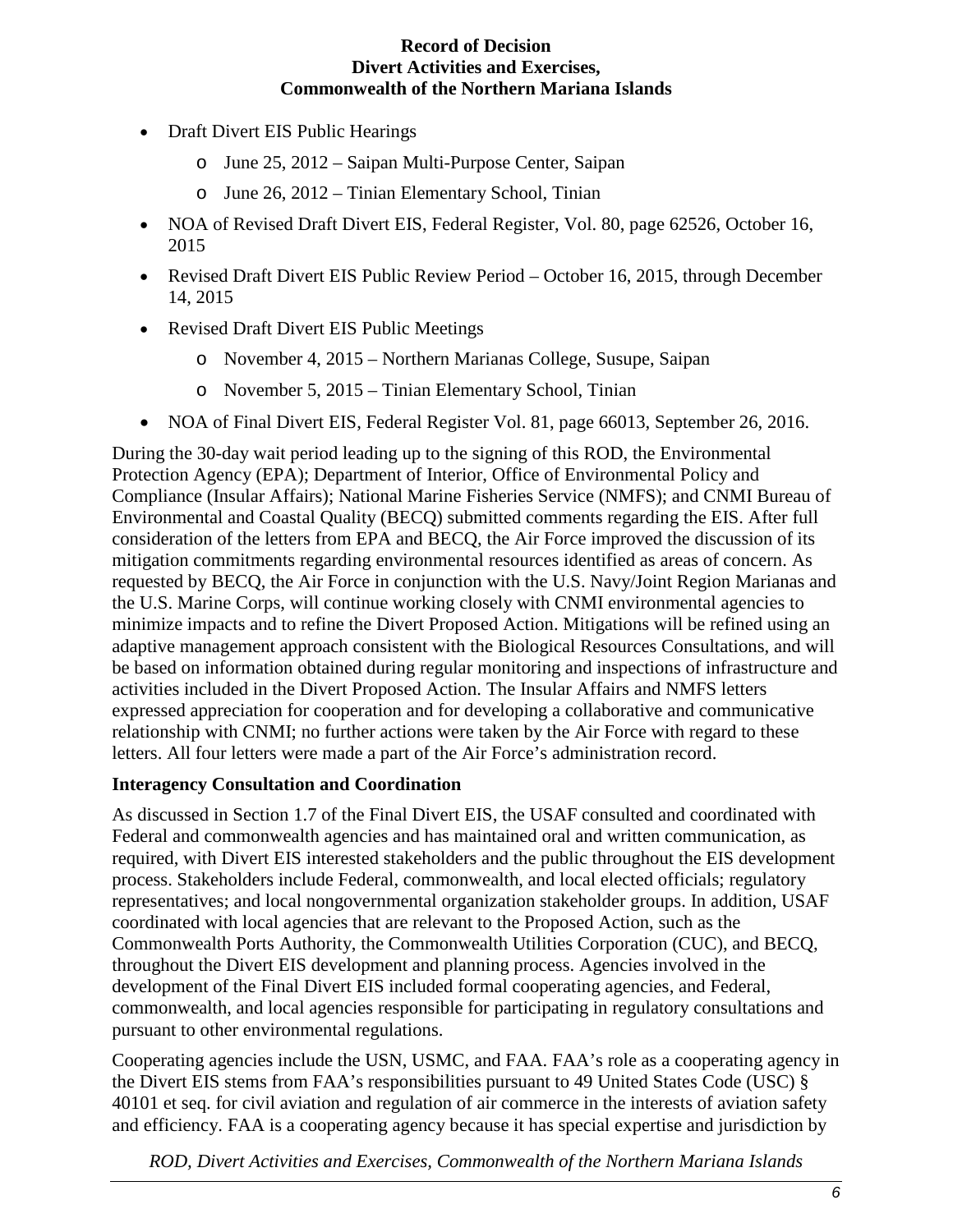- Draft Divert EIS Public Hearings
    - June 25, 2012 – Saipan Multi-Purpose Center, Saipan
    - June 26, 2012 – Tinian Elementary School, Tinian
- NOA of Revised Draft Divert EIS, Federal Register, Vol. 80, page 62526, October 16, 2015
- Revised Draft Divert EIS Public Review Period – October 16, 2015, through December 14, 2015
- Revised Draft Divert EIS Public Meetings
    - November 4, 2015 – Northern Marianas College, Susupe, Saipan
    - November 5, 2015 – Tinian Elementary School, Tinian
- NOA of Final Divert EIS, Federal Register Vol. 81, page 66013, September 26, 2016.

During the 30-day wait period leading up to the signing of this ROD, the Environmental Protection Agency (EPA); Department of Interior, Office of Environmental Policy and Compliance (Insular Affairs); National Marine Fisheries Service (NMFS); and CNMI Bureau of Environmental and Coastal Quality (BECQ) submitted comments regarding the EIS. After full consideration of the letters from EPA and BECQ, the Air Force improved the discussion of its mitigation commitments regarding environmental resources identified as areas of concern. As requested by BECQ, the Air Force in conjunction with the U.S. Navy/Joint Region Marianas and the U.S. Marine Corps, will continue working closely with CNMI environmental agencies to minimize impacts and to refine the Divert Proposed Action. Mitigations will be refined using an adaptive management approach consistent with the Biological Resources Consultations, and will be based on information obtained during regular monitoring and inspections of infrastructure and activities included in the Divert Proposed Action. The Insular Affairs and NMFS letters expressed appreciation for cooperation and for developing a collaborative and communicative relationship with CNMI; no further actions were taken by the Air Force with regard to these letters. All four letters were made a part of the Air Force's administration record.

**Interagency Consultation and Coordination**

As discussed in Section 1.7 of the Final Divert EIS, the USAF consulted and coordinated with Federal and commonwealth agencies and has maintained oral and written communication, as required, with Divert EIS interested stakeholders and the public throughout the EIS development process. Stakeholders include Federal, commonwealth, and local elected officials; regulatory representatives; and local nongovernmental organization stakeholder groups. In addition, USAF coordinated with local agencies that are relevant to the Proposed Action, such as the Commonwealth Ports Authority, the Commonwealth Utilities Corporation (CUC), and BECQ, throughout the Divert EIS development and planning process. Agencies involved in the development of the Final Divert EIS included formal cooperating agencies, and Federal, commonwealth, and local agencies responsible for participating in regulatory consultations and pursuant to other environmental regulations.

Cooperating agencies include the USN, USMC, and FAA. FAA's role as a cooperating agency in the Divert EIS stems from FAA's responsibilities pursuant to 49 United States Code (USC) § 40101 et seq. for civil aviation and regulation of air commerce in the interests of aviation safety and efficiency. FAA is a cooperating agency because it has special expertise and jurisdiction by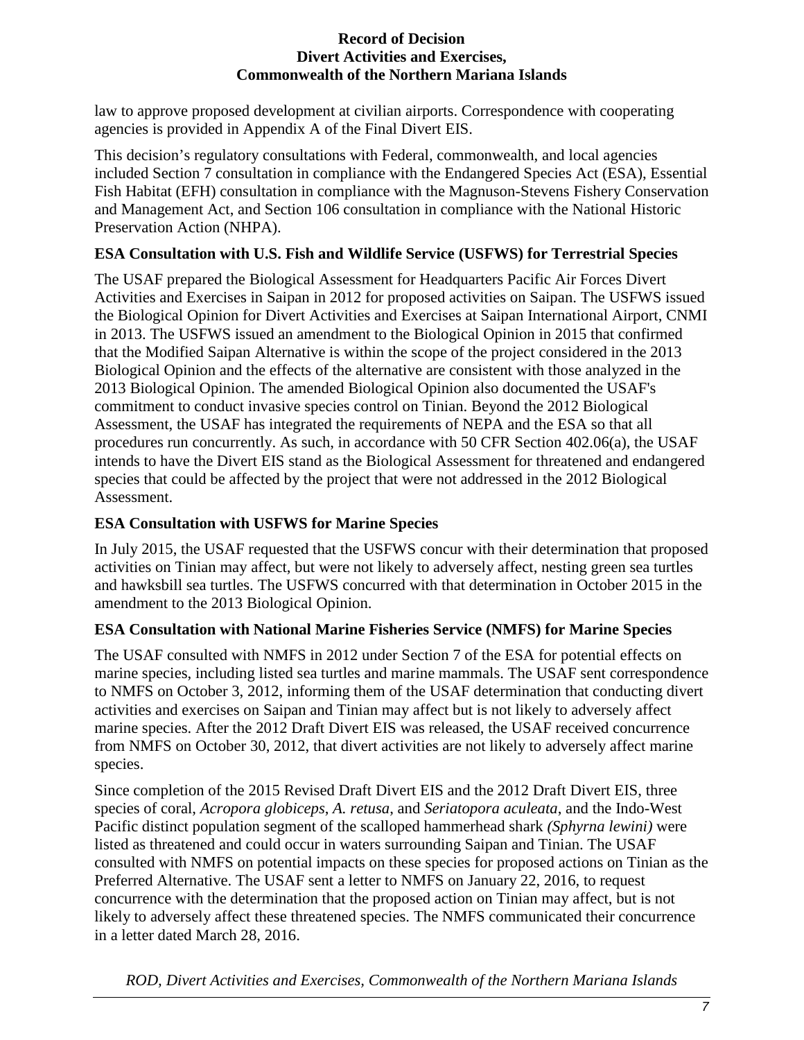law to approve proposed development at civilian airports. Correspondence with cooperating agencies is provided in Appendix A of the Final Divert EIS.

This decision's regulatory consultations with Federal, commonwealth, and local agencies included Section 7 consultation in compliance with the Endangered Species Act (ESA), Essential Fish Habitat (EFH) consultation in compliance with the Magnuson-Stevens Fishery Conservation and Management Act, and Section 106 consultation in compliance with the National Historic Preservation Action (NHPA).

### ESA Consultation with U.S. Fish and Wildlife Service (USFWS) for Terrestrial Species

The USAF prepared the Biological Assessment for Headquarters Pacific Air Forces Divert Activities and Exercises in Saipan in 2012 for proposed activities on Saipan. The USFWS issued the Biological Opinion for Divert Activities and Exercises at Saipan International Airport, CNMI in 2013. The USFWS issued an amendment to the Biological Opinion in 2015 that confirmed that the Modified Saipan Alternative is within the scope of the project considered in the 2013 Biological Opinion and the effects of the alternative are consistent with those analyzed in the 2013 Biological Opinion. The amended Biological Opinion also documented the USAF's commitment to conduct invasive species control on Tinian. Beyond the 2012 Biological Assessment, the USAF has integrated the requirements of NEPA and the ESA so that all procedures run concurrently. As such, in accordance with 50 CFR Section 402.06(a), the USAF intends to have the Divert EIS stand as the Biological Assessment for threatened and endangered species that could be affected by the project that were not addressed in the 2012 Biological Assessment.

### ESA Consultation with USFWS for Marine Species

In July 2015, the USAF requested that the USFWS concur with their determination that proposed activities on Tinian may affect, but were not likely to adversely affect, nesting green sea turtles and hawksbill sea turtles. The USFWS concurred with that determination in October 2015 in the amendment to the 2013 Biological Opinion.

### ESA Consultation with National Marine Fisheries Service (NMFS) for Marine Species

The USAF consulted with NMFS in 2012 under Section 7 of the ESA for potential effects on marine species, including listed sea turtles and marine mammals. The USAF sent correspondence to NMFS on October 3, 2012, informing them of the USAF determination that conducting divert activities and exercises on Saipan and Tinian may affect but is not likely to adversely affect marine species. After the 2012 Draft Divert EIS was released, the USAF received concurrence from NMFS on October 30, 2012, that divert activities are not likely to adversely affect marine species.

Since completion of the 2015 Revised Draft Divert EIS and the 2012 Draft Divert EIS, three species of coral, *Acropora globiceps*, *A. retusa*, and *Seriatopora aculeata*, and the Indo-West Pacific distinct population segment of the scalloped hammerhead shark *(Sphyrna lewini)* were listed as threatened and could occur in waters surrounding Saipan and Tinian. The USAF consulted with NMFS on potential impacts on these species for proposed actions on Tinian as the Preferred Alternative. The USAF sent a letter to NMFS on January 22, 2016, to request concurrence with the determination that the proposed action on Tinian may affect, but is not likely to adversely affect these threatened species. The NMFS communicated their concurrence in a letter dated March 28, 2016.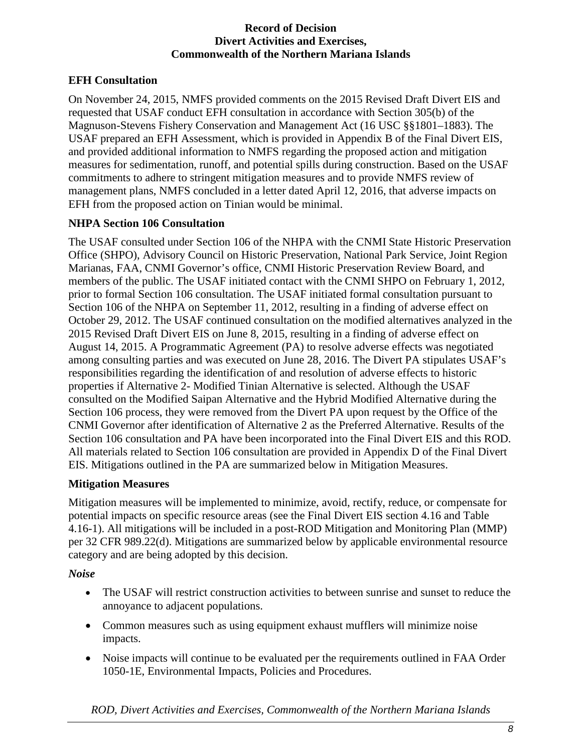### EFH Consultation

On November 24, 2015, NMFS provided comments on the 2015 Revised Draft Divert EIS and requested that USAF conduct EFH consultation in accordance with Section 305(b) of the Magnuson-Stevens Fishery Conservation and Management Act (16 USC §§1801–1883). The USAF prepared an EFH Assessment, which is provided in Appendix B of the Final Divert EIS, and provided additional information to NMFS regarding the proposed action and mitigation measures for sedimentation, runoff, and potential spills during construction. Based on the USAF commitments to adhere to stringent mitigation measures and to provide NMFS review of management plans, NMFS concluded in a letter dated April 12, 2016, that adverse impacts on EFH from the proposed action on Tinian would be minimal.

### NHPA Section 106 Consultation

The USAF consulted under Section 106 of the NHPA with the CNMI State Historic Preservation Office (SHPO), Advisory Council on Historic Preservation, National Park Service, Joint Region Marianas, FAA, CNMI Governor's office, CNMI Historic Preservation Review Board, and members of the public. The USAF initiated contact with the CNMI SHPO on February 1, 2012, prior to formal Section 106 consultation. The USAF initiated formal consultation pursuant to Section 106 of the NHPA on September 11, 2012, resulting in a finding of adverse effect on October 29, 2012. The USAF continued consultation on the modified alternatives analyzed in the 2015 Revised Draft Divert EIS on June 8, 2015, resulting in a finding of adverse effect on August 14, 2015. A Programmatic Agreement (PA) to resolve adverse effects was negotiated among consulting parties and was executed on June 28, 2016. The Divert PA stipulates USAF's responsibilities regarding the identification of and resolution of adverse effects to historic properties if Alternative 2- Modified Tinian Alternative is selected. Although the USAF consulted on the Modified Saipan Alternative and the Hybrid Modified Alternative during the Section 106 process, they were removed from the Divert PA upon request by the Office of the CNMI Governor after identification of Alternative 2 as the Preferred Alternative. Results of the Section 106 consultation and PA have been incorporated into the Final Divert EIS and this ROD. All materials related to Section 106 consultation are provided in Appendix D of the Final Divert EIS. Mitigations outlined in the PA are summarized below in Mitigation Measures.

### Mitigation Measures

Mitigation measures will be implemented to minimize, avoid, rectify, reduce, or compensate for potential impacts on specific resource areas (see the Final Divert EIS section 4.16 and Table 4.16-1). All mitigations will be included in a post-ROD Mitigation and Monitoring Plan (MMP) per 32 CFR 989.22(d). Mitigations are summarized below by applicable environmental resource category and are being adopted by this decision.

#### *Noise*

- The USAF will restrict construction activities to between sunrise and sunset to reduce the annoyance to adjacent populations.
- Common measures such as using equipment exhaust mufflers will minimize noise impacts.
- Noise impacts will continue to be evaluated per the requirements outlined in FAA Order 1050-1E, Environmental Impacts, Policies and Procedures.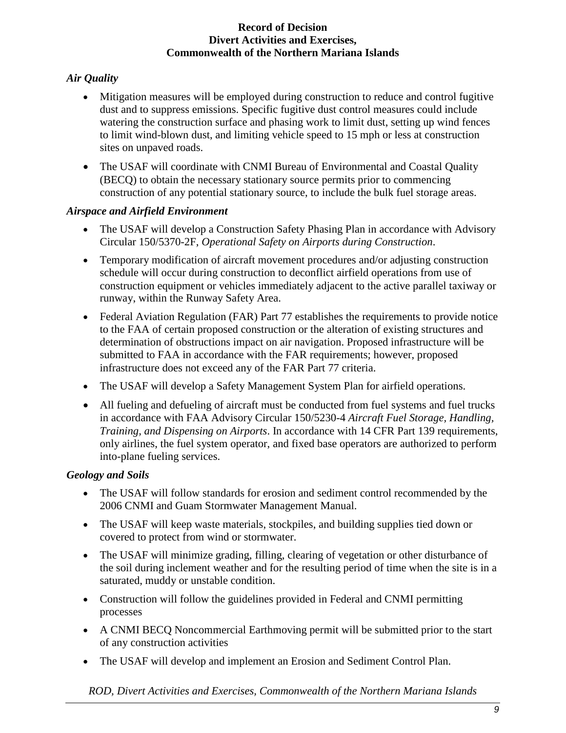### *Air Quality*

- Mitigation measures will be employed during construction to reduce and control fugitive dust and to suppress emissions. Specific fugitive dust control measures could include watering the construction surface and phasing work to limit dust, setting up wind fences to limit wind-blown dust, and limiting vehicle speed to 15 mph or less at construction sites on unpaved roads.
- The USAF will coordinate with CNMI Bureau of Environmental and Coastal Quality (BECQ) to obtain the necessary stationary source permits prior to commencing construction of any potential stationary source, to include the bulk fuel storage areas.

### *Airspace and Airfield Environment*

- The USAF will develop a Construction Safety Phasing Plan in accordance with Advisory Circular 150/5370-2F, *Operational Safety on Airports during Construction*.
- Temporary modification of aircraft movement procedures and/or adjusting construction schedule will occur during construction to deconflict airfield operations from use of construction equipment or vehicles immediately adjacent to the active parallel taxiway or runway, within the Runway Safety Area.
- Federal Aviation Regulation (FAR) Part 77 establishes the requirements to provide notice to the FAA of certain proposed construction or the alteration of existing structures and determination of obstructions impact on air navigation. Proposed infrastructure will be submitted to FAA in accordance with the FAR requirements; however, proposed infrastructure does not exceed any of the FAR Part 77 criteria.
- The USAF will develop a Safety Management System Plan for airfield operations.
- All fueling and defueling of aircraft must be conducted from fuel systems and fuel trucks in accordance with FAA Advisory Circular 150/5230-4 *Aircraft Fuel Storage, Handling, Training, and Dispensing on Airports*. In accordance with 14 CFR Part 139 requirements, only airlines, the fuel system operator, and fixed base operators are authorized to perform into-plane fueling services.

### *Geology and Soils*

- The USAF will follow standards for erosion and sediment control recommended by the 2006 CNMI and Guam Stormwater Management Manual.
- The USAF will keep waste materials, stockpiles, and building supplies tied down or covered to protect from wind or stormwater.
- The USAF will minimize grading, filling, clearing of vegetation or other disturbance of the soil during inclement weather and for the resulting period of time when the site is in a saturated, muddy or unstable condition.
- Construction will follow the guidelines provided in Federal and CNMI permitting processes
- A CNMI BECQ Noncommercial Earthmoving permit will be submitted prior to the start of any construction activities
- The USAF will develop and implement an Erosion and Sediment Control Plan.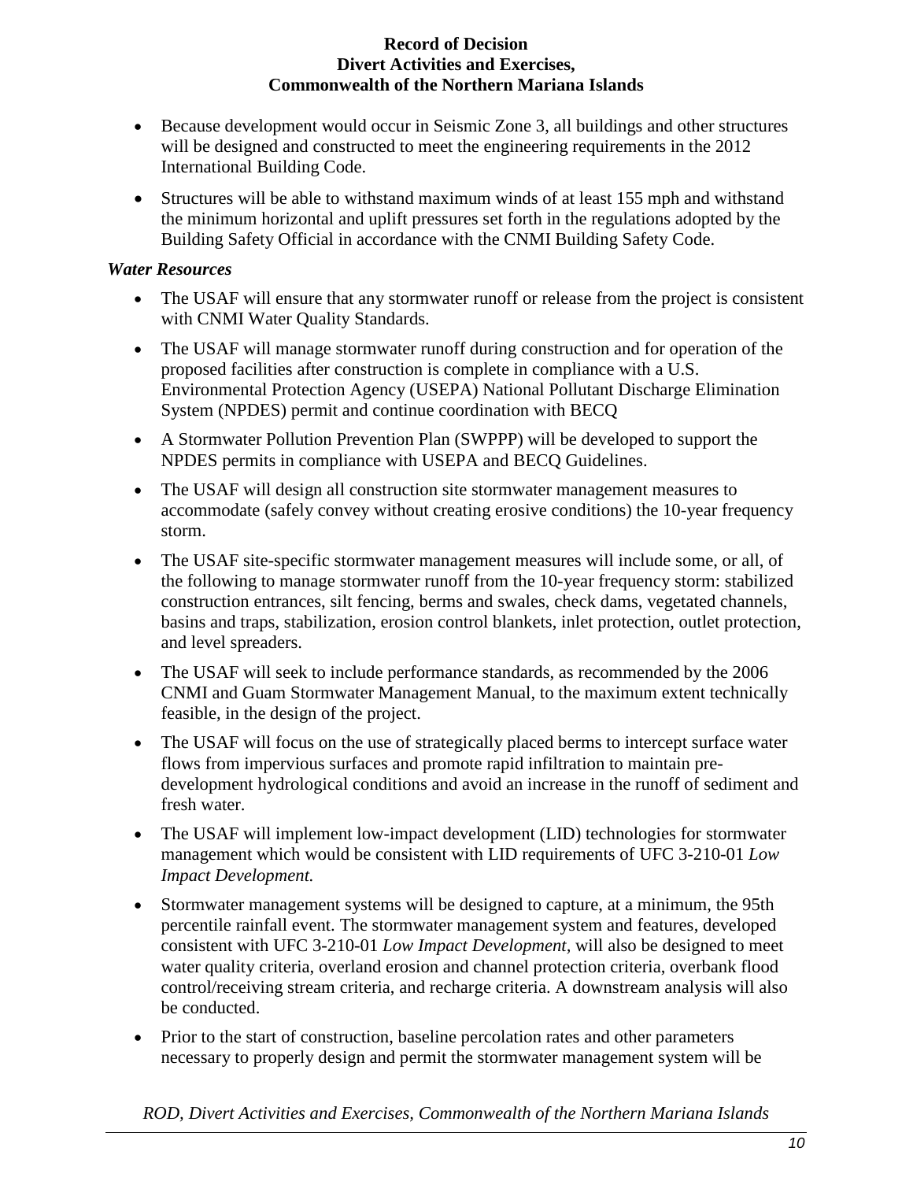- Because development would occur in Seismic Zone 3, all buildings and other structures will be designed and constructed to meet the engineering requirements in the 2012 International Building Code.
- Structures will be able to withstand maximum winds of at least 155 mph and withstand the minimum horizontal and uplift pressures set forth in the regulations adopted by the Building Safety Official in accordance with the CNMI Building Safety Code.

***Water Resources***

- The USAF will ensure that any stormwater runoff or release from the project is consistent with CNMI Water Quality Standards.
- The USAF will manage stormwater runoff during construction and for operation of the proposed facilities after construction is complete in compliance with a U.S. Environmental Protection Agency (USEPA) National Pollutant Discharge Elimination System (NPDES) permit and continue coordination with BECQ
- A Stormwater Pollution Prevention Plan (SWPPP) will be developed to support the NPDES permits in compliance with USEPA and BECQ Guidelines.
- The USAF will design all construction site stormwater management measures to accommodate (safely convey without creating erosive conditions) the 10-year frequency storm.
- The USAF site-specific stormwater management measures will include some, or all, of the following to manage stormwater runoff from the 10-year frequency storm: stabilized construction entrances, silt fencing, berms and swales, check dams, vegetated channels, basins and traps, stabilization, erosion control blankets, inlet protection, outlet protection, and level spreaders.
- The USAF will seek to include performance standards, as recommended by the 2006 CNMI and Guam Stormwater Management Manual, to the maximum extent technically feasible, in the design of the project.
- The USAF will focus on the use of strategically placed berms to intercept surface water flows from impervious surfaces and promote rapid infiltration to maintain pre-development hydrological conditions and avoid an increase in the runoff of sediment and fresh water.
- The USAF will implement low-impact development (LID) technologies for stormwater management which would be consistent with LID requirements of UFC 3-210-01 *Low Impact Development.*
- Stormwater management systems will be designed to capture, at a minimum, the 95th percentile rainfall event. The stormwater management system and features, developed consistent with UFC 3-210-01 *Low Impact Development*, will also be designed to meet water quality criteria, overland erosion and channel protection criteria, overbank flood control/receiving stream criteria, and recharge criteria. A downstream analysis will also be conducted.
- Prior to the start of construction, baseline percolation rates and other parameters necessary to properly design and permit the stormwater management system will be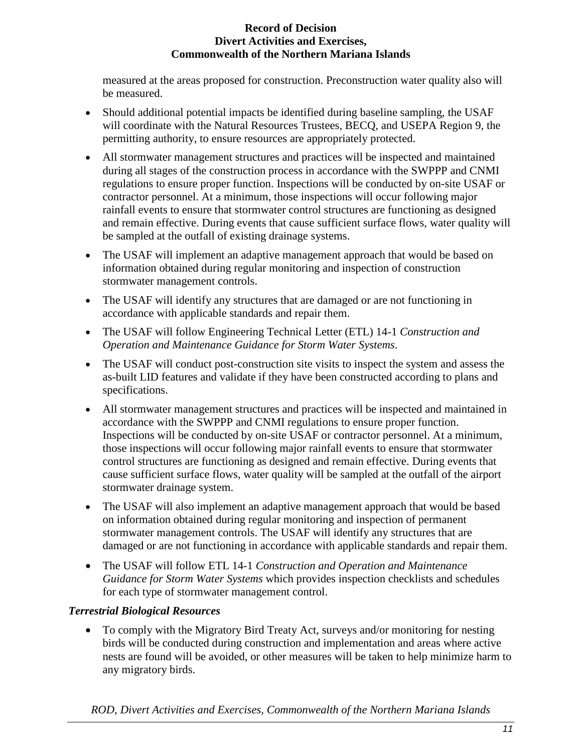measured at the areas proposed for construction. Preconstruction water quality also will be measured.

- Should additional potential impacts be identified during baseline sampling, the USAF will coordinate with the Natural Resources Trustees, BECQ, and USEPA Region 9, the permitting authority, to ensure resources are appropriately protected.
- All stormwater management structures and practices will be inspected and maintained during all stages of the construction process in accordance with the SWPPP and CNMI regulations to ensure proper function. Inspections will be conducted by on-site USAF or contractor personnel. At a minimum, those inspections will occur following major rainfall events to ensure that stormwater control structures are functioning as designed and remain effective. During events that cause sufficient surface flows, water quality will be sampled at the outfall of existing drainage systems.
- The USAF will implement an adaptive management approach that would be based on information obtained during regular monitoring and inspection of construction stormwater management controls.
- The USAF will identify any structures that are damaged or are not functioning in accordance with applicable standards and repair them.
- The USAF will follow Engineering Technical Letter (ETL) 14-1 *Construction and Operation and Maintenance Guidance for Storm Water Systems*.
- The USAF will conduct post-construction site visits to inspect the system and assess the as-built LID features and validate if they have been constructed according to plans and specifications.
- All stormwater management structures and practices will be inspected and maintained in accordance with the SWPPP and CNMI regulations to ensure proper function. Inspections will be conducted by on-site USAF or contractor personnel. At a minimum, those inspections will occur following major rainfall events to ensure that stormwater control structures are functioning as designed and remain effective. During events that cause sufficient surface flows, water quality will be sampled at the outfall of the airport stormwater drainage system.
- The USAF will also implement an adaptive management approach that would be based on information obtained during regular monitoring and inspection of permanent stormwater management controls. The USAF will identify any structures that are damaged or are not functioning in accordance with applicable standards and repair them.
- The USAF will follow ETL 14-1 *Construction and Operation and Maintenance Guidance for Storm Water Systems* which provides inspection checklists and schedules for each type of stormwater management control.

***Terrestrial Biological Resources***

- To comply with the Migratory Bird Treaty Act, surveys and/or monitoring for nesting birds will be conducted during construction and implementation and areas where active nests are found will be avoided, or other measures will be taken to help minimize harm to any migratory birds.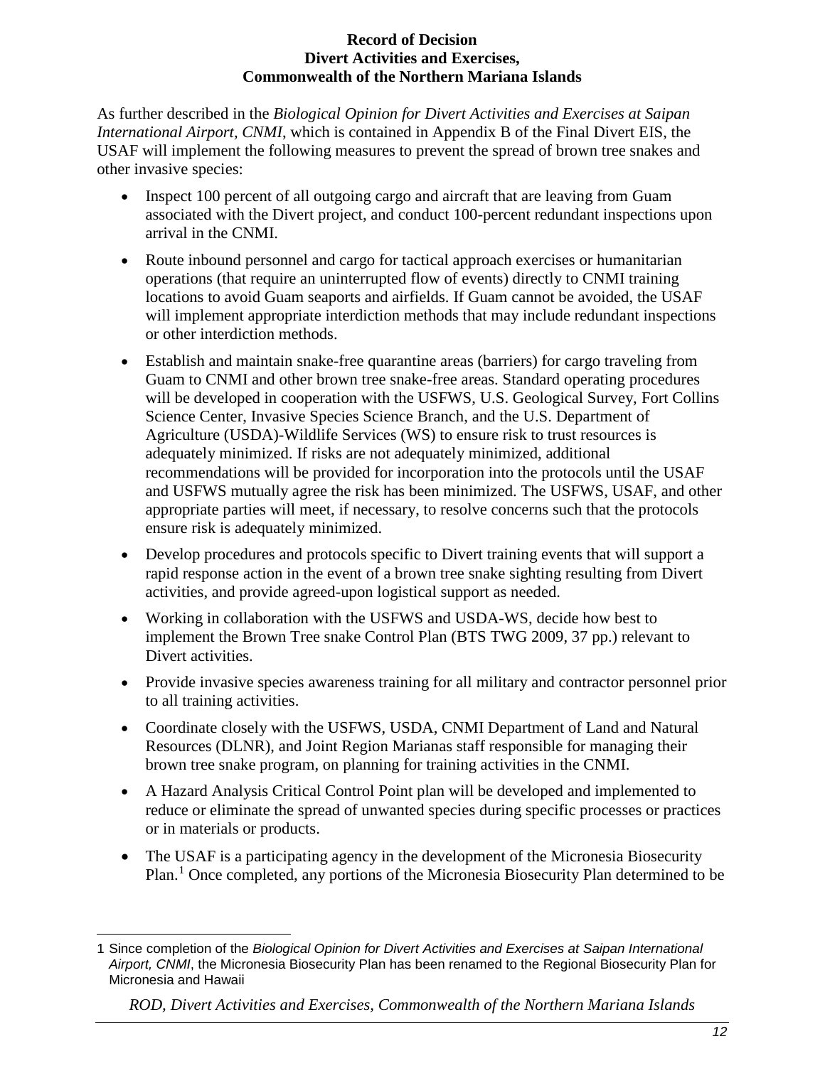As further described in the *Biological Opinion for Divert Activities and Exercises at Saipan International Airport, CNMI*, which is contained in Appendix B of the Final Divert EIS, the USAF will implement the following measures to prevent the spread of brown tree snakes and other invasive species:

- Inspect 100 percent of all outgoing cargo and aircraft that are leaving from Guam associated with the Divert project, and conduct 100-percent redundant inspections upon arrival in the CNMI.
- Route inbound personnel and cargo for tactical approach exercises or humanitarian operations (that require an uninterrupted flow of events) directly to CNMI training locations to avoid Guam seaports and airfields. If Guam cannot be avoided, the USAF will implement appropriate interdiction methods that may include redundant inspections or other interdiction methods.
- Establish and maintain snake-free quarantine areas (barriers) for cargo traveling from Guam to CNMI and other brown tree snake-free areas. Standard operating procedures will be developed in cooperation with the USFWS, U.S. Geological Survey, Fort Collins Science Center, Invasive Species Science Branch, and the U.S. Department of Agriculture (USDA)-Wildlife Services (WS) to ensure risk to trust resources is adequately minimized. If risks are not adequately minimized, additional recommendations will be provided for incorporation into the protocols until the USAF and USFWS mutually agree the risk has been minimized. The USFWS, USAF, and other appropriate parties will meet, if necessary, to resolve concerns such that the protocols ensure risk is adequately minimized.
- Develop procedures and protocols specific to Divert training events that will support a rapid response action in the event of a brown tree snake sighting resulting from Divert activities, and provide agreed-upon logistical support as needed.
- Working in collaboration with the USFWS and USDA-WS, decide how best to implement the Brown Tree snake Control Plan (BTS TWG 2009, 37 pp.) relevant to Divert activities.
- Provide invasive species awareness training for all military and contractor personnel prior to all training activities.
- Coordinate closely with the USFWS, USDA, CNMI Department of Land and Natural Resources (DLNR), and Joint Region Marianas staff responsible for managing their brown tree snake program, on planning for training activities in the CNMI.
- A Hazard Analysis Critical Control Point plan will be developed and implemented to reduce or eliminate the spread of unwanted species during specific processes or practices or in materials or products.
- The USAF is a participating agency in the development of the Micronesia Biosecurity Plan.[1] Once completed, any portions of the Micronesia Biosecurity Plan determined to be

[1] Since completion of the *Biological Opinion for Divert Activities and Exercises at Saipan International Airport, CNMI*, the Micronesia Biosecurity Plan has been renamed to the Regional Biosecurity Plan for Micronesia and Hawaii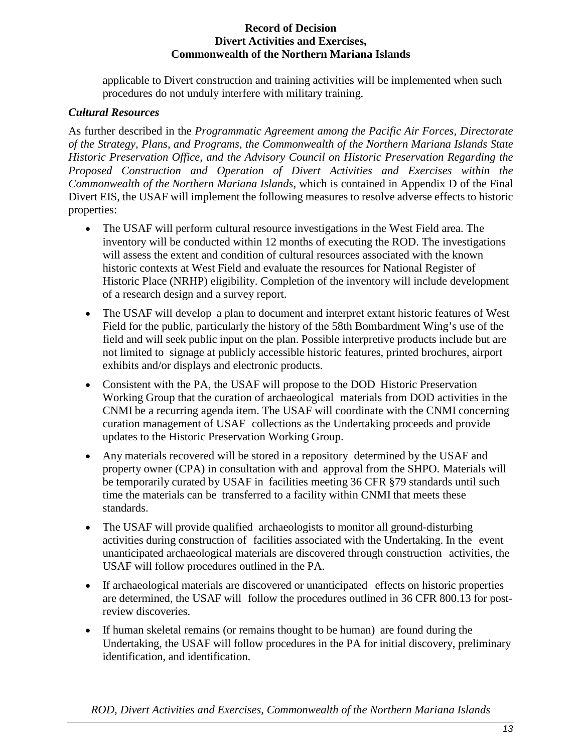applicable to Divert construction and training activities will be implemented when such procedures do not unduly interfere with military training.

### *Cultural Resources*

As further described in the *Programmatic Agreement among the Pacific Air Forces, Directorate of the Strategy, Plans, and Programs, the Commonwealth of the Northern Mariana Islands State Historic Preservation Office, and the Advisory Council on Historic Preservation Regarding the Proposed Construction and Operation of Divert Activities and Exercises within the Commonwealth of the Northern Mariana Islands,* which is contained in Appendix D of the Final Divert EIS, the USAF will implement the following measures to resolve adverse effects to historic properties:

- The USAF will perform cultural resource investigations in the West Field area. The inventory will be conducted within 12 months of executing the ROD. The investigations will assess the extent and condition of cultural resources associated with the known historic contexts at West Field and evaluate the resources for National Register of Historic Place (NRHP) eligibility. Completion of the inventory will include development of a research design and a survey report.
- The USAF will develop a plan to document and interpret extant historic features of West Field for the public, particularly the history of the 58th Bombardment Wing's use of the field and will seek public input on the plan. Possible interpretive products include but are not limited to signage at publicly accessible historic features, printed brochures, airport exhibits and/or displays and electronic products.
- Consistent with the PA, the USAF will propose to the DOD Historic Preservation Working Group that the curation of archaeological materials from DOD activities in the CNMI be a recurring agenda item. The USAF will coordinate with the CNMI concerning curation management of USAF collections as the Undertaking proceeds and provide updates to the Historic Preservation Working Group.
- Any materials recovered will be stored in a repository determined by the USAF and property owner (CPA) in consultation with and approval from the SHPO. Materials will be temporarily curated by USAF in facilities meeting 36 CFR §79 standards until such time the materials can be transferred to a facility within CNMI that meets these standards.
- The USAF will provide qualified archaeologists to monitor all ground-disturbing activities during construction of facilities associated with the Undertaking. In the event unanticipated archaeological materials are discovered through construction activities, the USAF will follow procedures outlined in the PA.
- If archaeological materials are discovered or unanticipated effects on historic properties are determined, the USAF will follow the procedures outlined in 36 CFR 800.13 for post-review discoveries.
- If human skeletal remains (or remains thought to be human) are found during the Undertaking, the USAF will follow procedures in the PA for initial discovery, preliminary identification, and identification.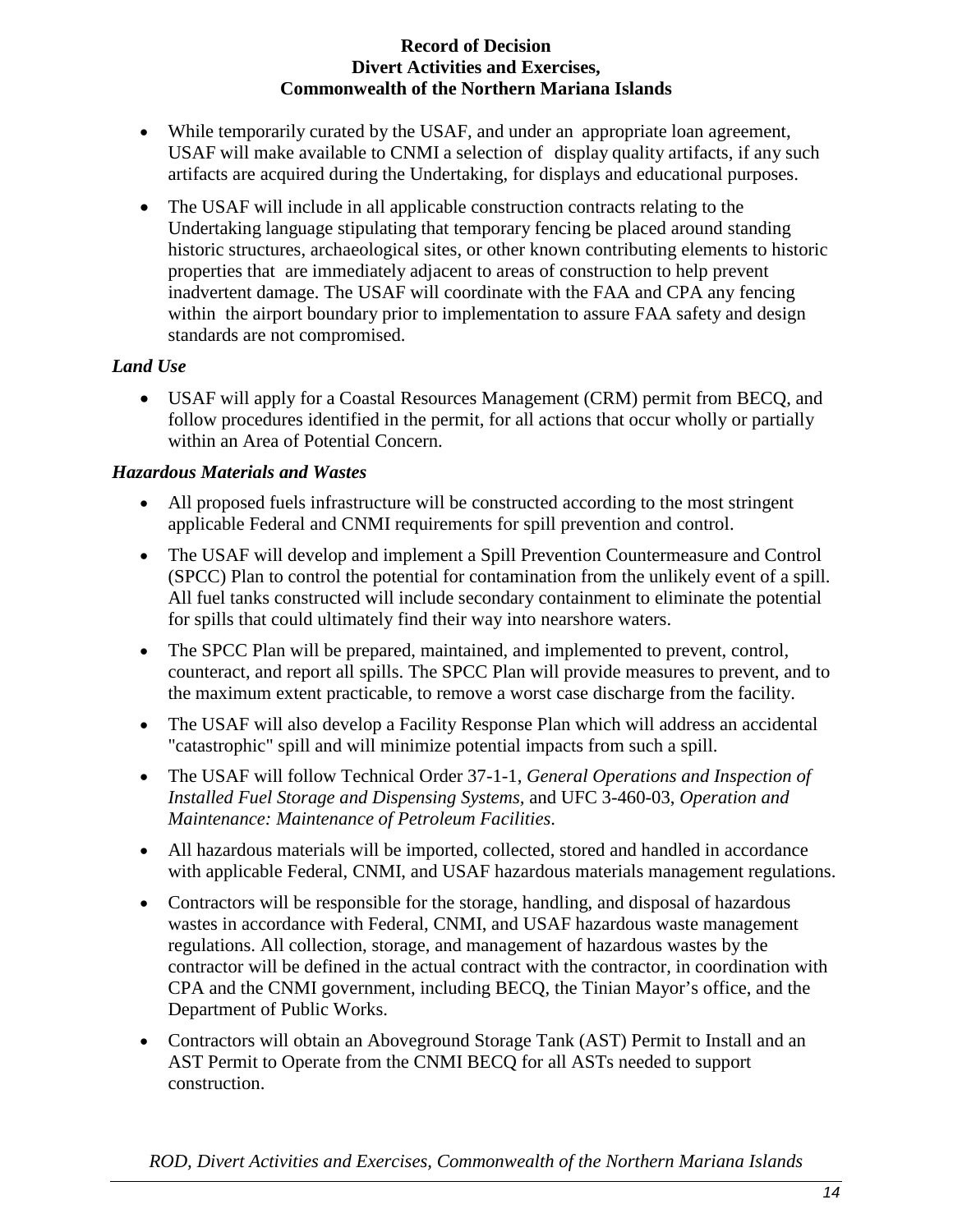- While temporarily curated by the USAF, and under an appropriate loan agreement, USAF will make available to CNMI a selection of display quality artifacts, if any such artifacts are acquired during the Undertaking, for displays and educational purposes.
- The USAF will include in all applicable construction contracts relating to the Undertaking language stipulating that temporary fencing be placed around standing historic structures, archaeological sites, or other known contributing elements to historic properties that are immediately adjacent to areas of construction to help prevent inadvertent damage. The USAF will coordinate with the FAA and CPA any fencing within the airport boundary prior to implementation to assure FAA safety and design standards are not compromised.

***Land Use***

- USAF will apply for a Coastal Resources Management (CRM) permit from BECQ, and follow procedures identified in the permit, for all actions that occur wholly or partially within an Area of Potential Concern.

***Hazardous Materials and Wastes***

- All proposed fuels infrastructure will be constructed according to the most stringent applicable Federal and CNMI requirements for spill prevention and control.
- The USAF will develop and implement a Spill Prevention Countermeasure and Control (SPCC) Plan to control the potential for contamination from the unlikely event of a spill. All fuel tanks constructed will include secondary containment to eliminate the potential for spills that could ultimately find their way into nearshore waters.
- The SPCC Plan will be prepared, maintained, and implemented to prevent, control, counteract, and report all spills. The SPCC Plan will provide measures to prevent, and to the maximum extent practicable, to remove a worst case discharge from the facility.
- The USAF will also develop a Facility Response Plan which will address an accidental "catastrophic" spill and will minimize potential impacts from such a spill.
- The USAF will follow Technical Order 37-1-1, *General Operations and Inspection of Installed Fuel Storage and Dispensing Systems*, and UFC 3-460-03, *Operation and Maintenance: Maintenance of Petroleum Facilities*.
- All hazardous materials will be imported, collected, stored and handled in accordance with applicable Federal, CNMI, and USAF hazardous materials management regulations.
- Contractors will be responsible for the storage, handling, and disposal of hazardous wastes in accordance with Federal, CNMI, and USAF hazardous waste management regulations. All collection, storage, and management of hazardous wastes by the contractor will be defined in the actual contract with the contractor, in coordination with CPA and the CNMI government, including BECQ, the Tinian Mayor's office, and the Department of Public Works.
- Contractors will obtain an Aboveground Storage Tank (AST) Permit to Install and an AST Permit to Operate from the CNMI BECQ for all ASTs needed to support construction.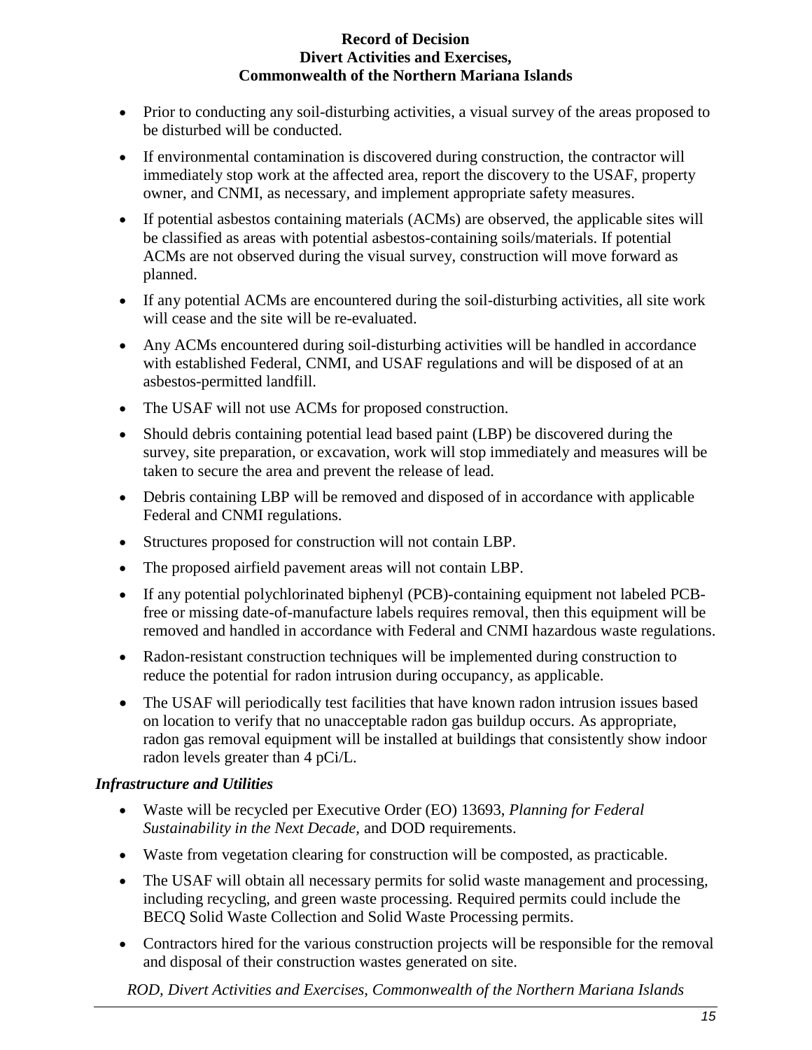- Prior to conducting any soil-disturbing activities, a visual survey of the areas proposed to be disturbed will be conducted.
- If environmental contamination is discovered during construction, the contractor will immediately stop work at the affected area, report the discovery to the USAF, property owner, and CNMI, as necessary, and implement appropriate safety measures.
- If potential asbestos containing materials (ACMs) are observed, the applicable sites will be classified as areas with potential asbestos-containing soils/materials. If potential ACMs are not observed during the visual survey, construction will move forward as planned.
- If any potential ACMs are encountered during the soil-disturbing activities, all site work will cease and the site will be re-evaluated.
- Any ACMs encountered during soil-disturbing activities will be handled in accordance with established Federal, CNMI, and USAF regulations and will be disposed of at an asbestos-permitted landfill.
- The USAF will not use ACMs for proposed construction.
- Should debris containing potential lead based paint (LBP) be discovered during the survey, site preparation, or excavation, work will stop immediately and measures will be taken to secure the area and prevent the release of lead.
- Debris containing LBP will be removed and disposed of in accordance with applicable Federal and CNMI regulations.
- Structures proposed for construction will not contain LBP.
- The proposed airfield pavement areas will not contain LBP.
- If any potential polychlorinated biphenyl (PCB)-containing equipment not labeled PCB-free or missing date-of-manufacture labels requires removal, then this equipment will be removed and handled in accordance with Federal and CNMI hazardous waste regulations.
- Radon-resistant construction techniques will be implemented during construction to reduce the potential for radon intrusion during occupancy, as applicable.
- The USAF will periodically test facilities that have known radon intrusion issues based on location to verify that no unacceptable radon gas buildup occurs. As appropriate, radon gas removal equipment will be installed at buildings that consistently show indoor radon levels greater than 4 pCi/L.

### *Infrastructure and Utilities*

- Waste will be recycled per Executive Order (EO) 13693, *Planning for Federal Sustainability in the Next Decade,* and DOD requirements.
- Waste from vegetation clearing for construction will be composted, as practicable.
- The USAF will obtain all necessary permits for solid waste management and processing, including recycling, and green waste processing. Required permits could include the BECQ Solid Waste Collection and Solid Waste Processing permits.
- Contractors hired for the various construction projects will be responsible for the removal and disposal of their construction wastes generated on site.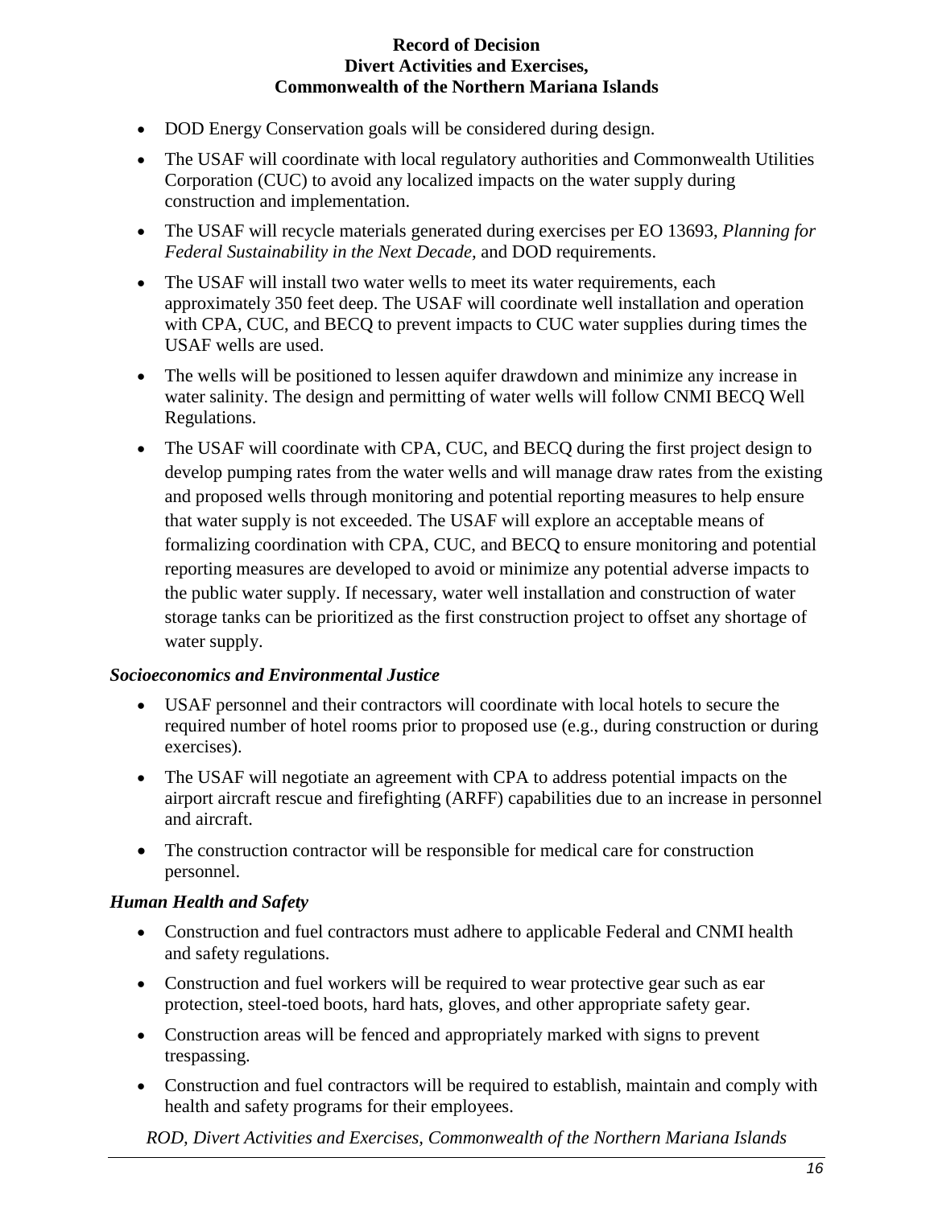- DOD Energy Conservation goals will be considered during design.
- The USAF will coordinate with local regulatory authorities and Commonwealth Utilities Corporation (CUC) to avoid any localized impacts on the water supply during construction and implementation.
- The USAF will recycle materials generated during exercises per EO 13693, *Planning for Federal Sustainability in the Next Decade*, and DOD requirements.
- The USAF will install two water wells to meet its water requirements, each approximately 350 feet deep. The USAF will coordinate well installation and operation with CPA, CUC, and BECQ to prevent impacts to CUC water supplies during times the USAF wells are used.
- The wells will be positioned to lessen aquifer drawdown and minimize any increase in water salinity. The design and permitting of water wells will follow CNMI BECQ Well Regulations.
- The USAF will coordinate with CPA, CUC, and BECQ during the first project design to develop pumping rates from the water wells and will manage draw rates from the existing and proposed wells through monitoring and potential reporting measures to help ensure that water supply is not exceeded. The USAF will explore an acceptable means of formalizing coordination with CPA, CUC, and BECQ to ensure monitoring and potential reporting measures are developed to avoid or minimize any potential adverse impacts to the public water supply. If necessary, water well installation and construction of water storage tanks can be prioritized as the first construction project to offset any shortage of water supply.

### *Socioeconomics and Environmental Justice*

- USAF personnel and their contractors will coordinate with local hotels to secure the required number of hotel rooms prior to proposed use (e.g., during construction or during exercises).
- The USAF will negotiate an agreement with CPA to address potential impacts on the airport aircraft rescue and firefighting (ARFF) capabilities due to an increase in personnel and aircraft.
- The construction contractor will be responsible for medical care for construction personnel.

### *Human Health and Safety*

- Construction and fuel contractors must adhere to applicable Federal and CNMI health and safety regulations.
- Construction and fuel workers will be required to wear protective gear such as ear protection, steel-toed boots, hard hats, gloves, and other appropriate safety gear.
- Construction areas will be fenced and appropriately marked with signs to prevent trespassing.
- Construction and fuel contractors will be required to establish, maintain and comply with health and safety programs for their employees.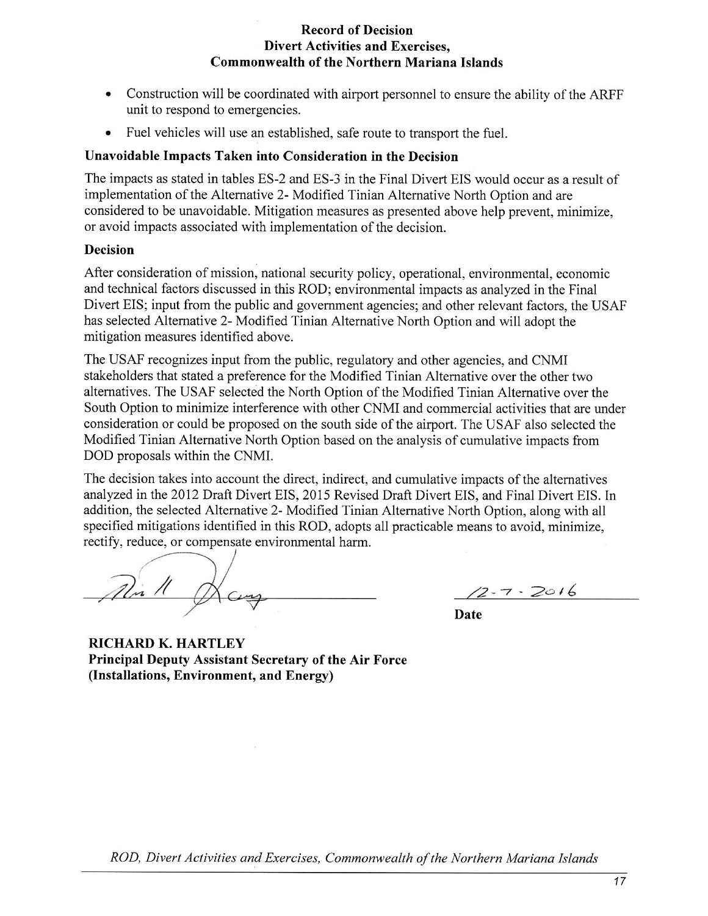- Construction will be coordinated with airport personnel to ensure the ability of the ARFF unit to respond to emergencies.
- Fuel vehicles will use an established, safe route to transport the fuel.

**Unavoidable Impacts Taken into Consideration in the Decision**

The impacts as stated in tables ES-2 and ES-3 in the Final Divert EIS would occur as a result of implementation of the Alternative 2- Modified Tinian Alternative North Option and are considered to be unavoidable. Mitigation measures as presented above help prevent, minimize, or avoid impacts associated with implementation of the decision.

**Decision**

After consideration of mission, national security policy, operational, environmental, economic and technical factors discussed in this ROD; environmental impacts as analyzed in the Final Divert EIS; input from the public and government agencies; and other relevant factors, the USAF has selected Alternative 2- Modified Tinian Alternative North Option and will adopt the mitigation measures identified above.

The USAF recognizes input from the public, regulatory and other agencies, and CNMI stakeholders that stated a preference for the Modified Tinian Alternative over the other two alternatives. The USAF selected the North Option of the Modified Tinian Alternative over the South Option to minimize interference with other CNMI and commercial activities that are under consideration or could be proposed on the south side of the airport. The USAF also selected the Modified Tinian Alternative North Option based on the analysis of cumulative impacts from DOD proposals within the CNMI.

The decision takes into account the direct, indirect, and cumulative impacts of the alternatives analyzed in the 2012 Draft Divert EIS, 2015 Revised Draft Divert EIS, and Final Divert EIS. In addition, the selected Alternative 2- Modified Tinian Alternative North Option, along with all specified mitigations identified in this ROD, adopts all practicable means to avoid, minimize, rectify, reduce, or compensate environmental harm.

12-7-2016

**Date**

**RICHARD K. HARTLEY**
**Principal Deputy Assistant Secretary of the Air Force (Installations, Environment, and Energy)**